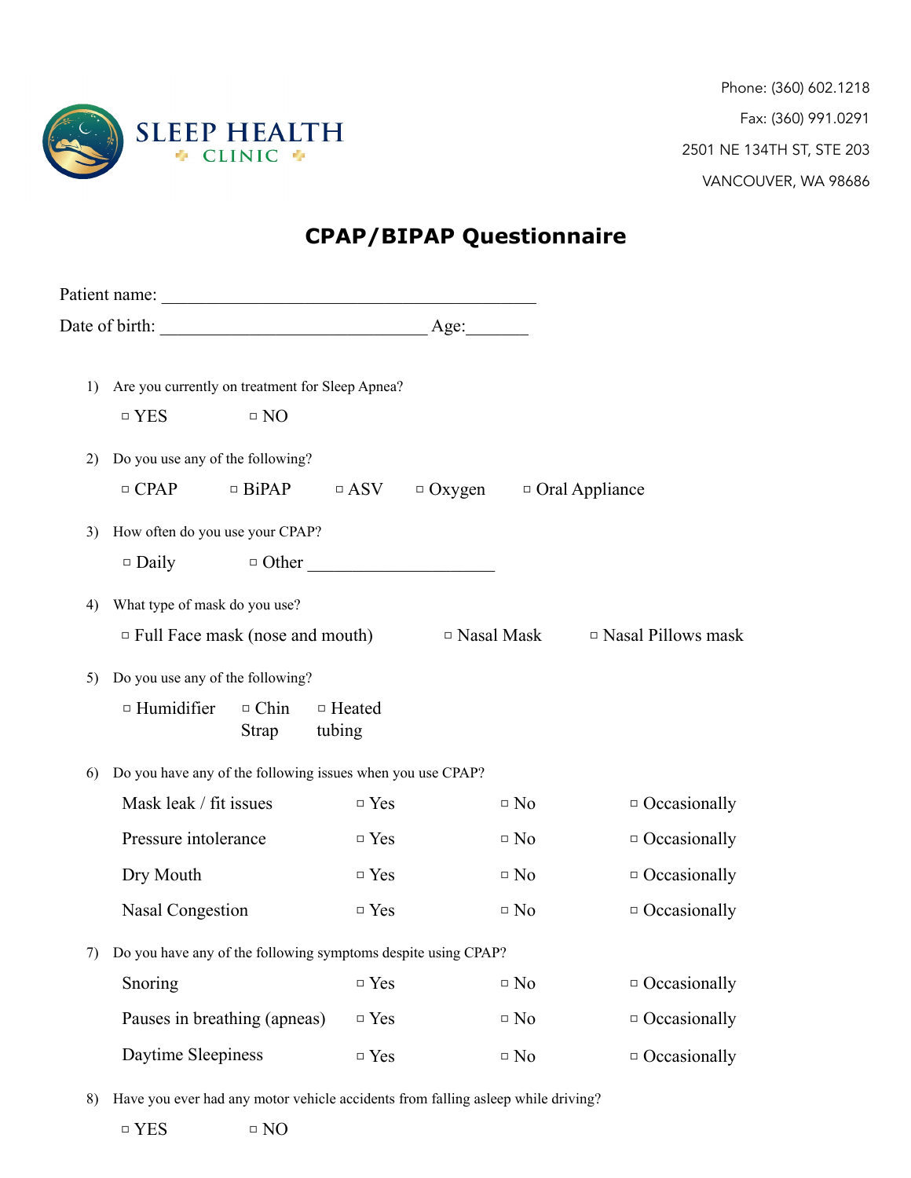SLEEP HEALTH CLINIC

Phone: (360) 602.1218

Fax: (360) 991.0291

2501 NE 134TH ST, STE 203

VANCOUVER, WA 98686

# CPAP/BIPAP Questionnaire

Patient name: ________________________________________

Date of birth: ____________________________ Age:_______

1) Are you currently on treatment for Sleep Apnea?

   ▫ YES ▫ NO

2) Do you use any of the following?

   ▫ CPAP ▫ BiPAP ▫ ASV ▫ Oxygen ▫ Oral Appliance

3) How often do you use your CPAP?

   ▫ Daily ▫ Other ____________________

4) What type of mask do you use?

   ▫ Full Face mask (nose and mouth) ▫ Nasal Mask ▫ Nasal Pillows mask

5) Do you use any of the following?

   ▫ Humidifier ▫ Chin Strap ▫ Heated tubing

6) Do you have any of the following issues when you use CPAP?

| | | | |
|---|---|---|---|
| Mask leak / fit issues | ▫ Yes | ▫ No | ▫ Occasionally |
| Pressure intolerance | ▫ Yes | ▫ No | ▫ Occasionally |
| Dry Mouth | ▫ Yes | ▫ No | ▫ Occasionally |
| Nasal Congestion | ▫ Yes | ▫ No | ▫ Occasionally |

7) Do you have any of the following symptoms despite using CPAP?

| | | | |
|---|---|---|---|
| Snoring | ▫ Yes | ▫ No | ▫ Occasionally |
| Pauses in breathing (apneas) | ▫ Yes | ▫ No | ▫ Occasionally |
| Daytime Sleepiness | ▫ Yes | ▫ No | ▫ Occasionally |

8) Have you ever had any motor vehicle accidents from falling asleep while driving?

   ▫ YES ▫ NO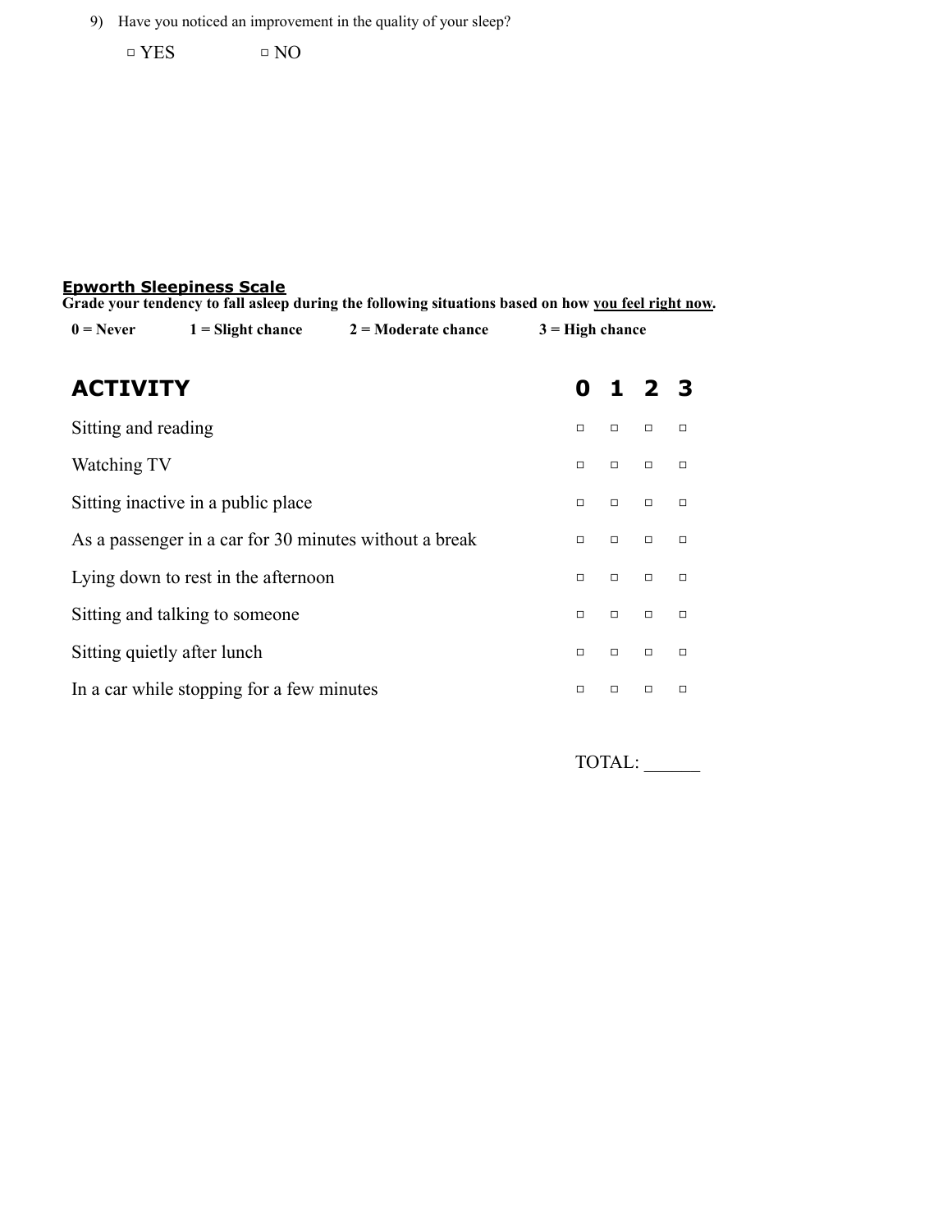9) Have you noticed an improvement in the quality of your sleep?

□ YES □ NO

## Epworth Sleepiness Scale

**Grade your tendency to fall asleep during the following situations based on how you feel right now.**

**0 = Never** **1 = Slight chance** **2 = Moderate chance** **3 = High chance**

| ACTIVITY | 0 | 1 | 2 | 3 |
|---|---|---|---|---|
| Sitting and reading | □ | □ | □ | □ |
| Watching TV | □ | □ | □ | □ |
| Sitting inactive in a public place | □ | □ | □ | □ |
| As a passenger in a car for 30 minutes without a break | □ | □ | □ | □ |
| Lying down to rest in the afternoon | □ | □ | □ | □ |
| Sitting and talking to someone | □ | □ | □ | □ |
| Sitting quietly after lunch | □ | □ | □ | □ |
| In a car while stopping for a few minutes | □ | □ | □ | □ |

TOTAL: ______